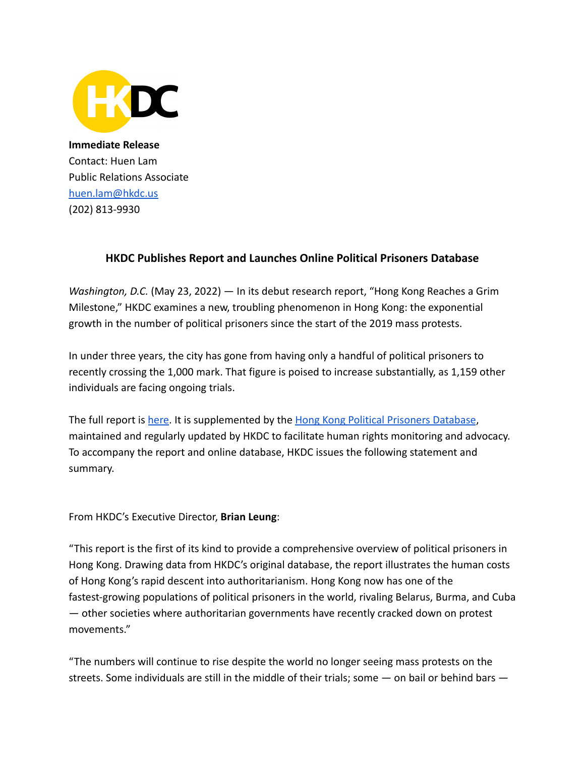**Immediate Release**
Contact: Huen Lam
Public Relations Associate
[huen.lam@hkdc.us](mailto:huen.lam@hkdc.us)
(202) 813-9930

## HKDC Publishes Report and Launches Online Political Prisoners Database

*Washington, D.C.* (May 23, 2022) — In its debut research report, "Hong Kong Reaches a Grim Milestone," HKDC examines a new, troubling phenomenon in Hong Kong: the exponential growth in the number of political prisoners since the start of the 2019 mass protests.

In under three years, the city has gone from having only a handful of political prisoners to recently crossing the 1,000 mark. That figure is poised to increase substantially, as 1,159 other individuals are facing ongoing trials.

The full report is [here](). It is supplemented by the [Hong Kong Political Prisoners Database](), maintained and regularly updated by HKDC to facilitate human rights monitoring and advocacy. To accompany the report and online database, HKDC issues the following statement and summary.

From HKDC's Executive Director, **Brian Leung**:

"This report is the first of its kind to provide a comprehensive overview of political prisoners in Hong Kong. Drawing data from HKDC's original database, the report illustrates the human costs of Hong Kong's rapid descent into authoritarianism. Hong Kong now has one of the fastest-growing populations of political prisoners in the world, rivaling Belarus, Burma, and Cuba — other societies where authoritarian governments have recently cracked down on protest movements."

"The numbers will continue to rise despite the world no longer seeing mass protests on the streets. Some individuals are still in the middle of their trials; some — on bail or behind bars —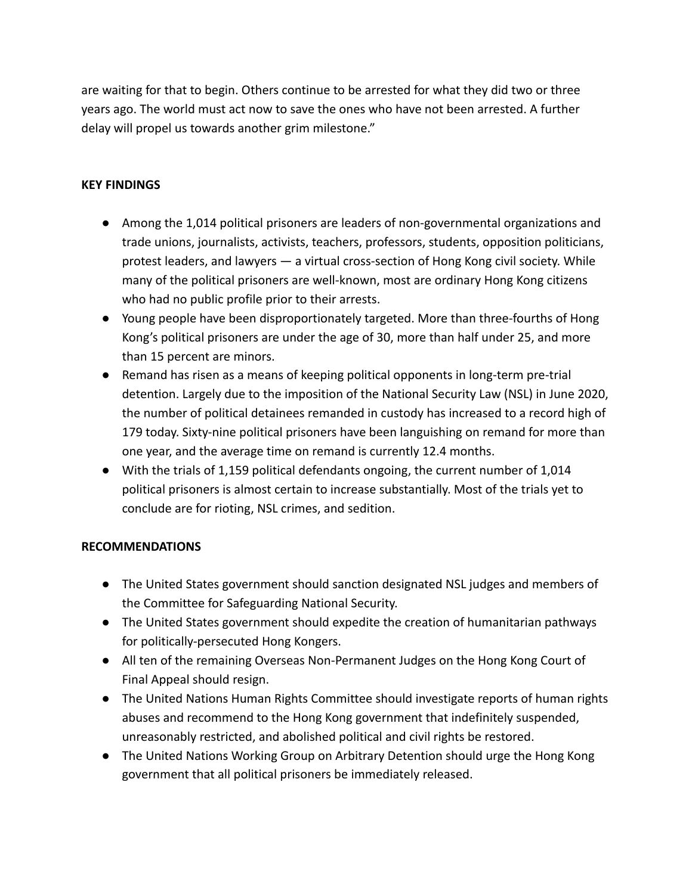are waiting for that to begin. Others continue to be arrested for what they did two or three years ago. The world must act now to save the ones who have not been arrested. A further delay will propel us towards another grim milestone."

**KEY FINDINGS**

- Among the 1,014 political prisoners are leaders of non-governmental organizations and trade unions, journalists, activists, teachers, professors, students, opposition politicians, protest leaders, and lawyers — a virtual cross-section of Hong Kong civil society. While many of the political prisoners are well-known, most are ordinary Hong Kong citizens who had no public profile prior to their arrests.
- Young people have been disproportionately targeted. More than three-fourths of Hong Kong's political prisoners are under the age of 30, more than half under 25, and more than 15 percent are minors.
- Remand has risen as a means of keeping political opponents in long-term pre-trial detention. Largely due to the imposition of the National Security Law (NSL) in June 2020, the number of political detainees remanded in custody has increased to a record high of 179 today. Sixty-nine political prisoners have been languishing on remand for more than one year, and the average time on remand is currently 12.4 months.
- With the trials of 1,159 political defendants ongoing, the current number of 1,014 political prisoners is almost certain to increase substantially. Most of the trials yet to conclude are for rioting, NSL crimes, and sedition.

**RECOMMENDATIONS**

- The United States government should sanction designated NSL judges and members of the Committee for Safeguarding National Security.
- The United States government should expedite the creation of humanitarian pathways for politically-persecuted Hong Kongers.
- All ten of the remaining Overseas Non-Permanent Judges on the Hong Kong Court of Final Appeal should resign.
- The United Nations Human Rights Committee should investigate reports of human rights abuses and recommend to the Hong Kong government that indefinitely suspended, unreasonably restricted, and abolished political and civil rights be restored.
- The United Nations Working Group on Arbitrary Detention should urge the Hong Kong government that all political prisoners be immediately released.